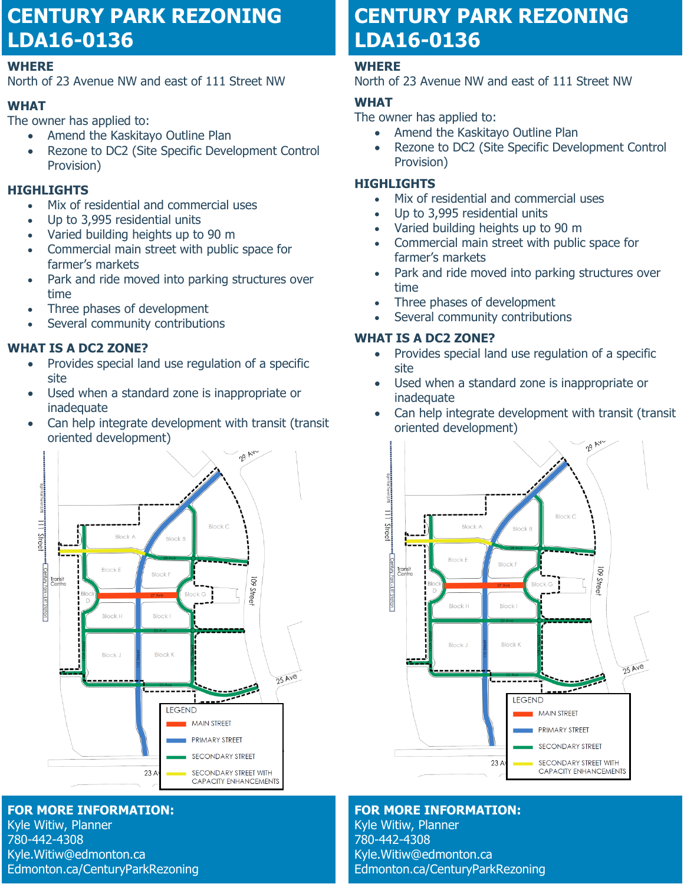# CENTURY PARK REZONING LDA16-0136

### WHERE

North of 23 Avenue NW and east of 111 Street NW

### WHAT

The owner has applied to:

- Amend the Kaskitayo Outline Plan
- Rezone to DC2 (Site Specific Development Control Provision)

### HIGHLIGHTS

- Mix of residential and commercial uses
- Up to 3,995 residential units
- Varied building heights up to 90 m
- Commercial main street with public space for farmer's markets
- Park and ride moved into parking structures over time
- Three phases of development
- Several community contributions

### WHAT IS A DC2 ZONE?

- Provides special land use regulation of a specific site
- Used when a standard zone is inappropriate or inadequate
- Can help integrate development with transit (transit oriented development)

### FOR MORE INFORMATION:

Kyle Witiw, Planner
780-442-4308
Kyle.Witiw@edmonton.ca
Edmonton.ca/CenturyParkRezoning

# CENTURY PARK REZONING LDA16-0136

### WHERE

North of 23 Avenue NW and east of 111 Street NW

### WHAT

The owner has applied to:

- Amend the Kaskitayo Outline Plan
- Rezone to DC2 (Site Specific Development Control Provision)

### HIGHLIGHTS

- Mix of residential and commercial uses
- Up to 3,995 residential units
- Varied building heights up to 90 m
- Commercial main street with public space for farmer's markets
- Park and ride moved into parking structures over time
- Three phases of development
- Several community contributions

### WHAT IS A DC2 ZONE?

- Provides special land use regulation of a specific site
- Used when a standard zone is inappropriate or inadequate
- Can help integrate development with transit (transit oriented development)

### FOR MORE INFORMATION:

Kyle Witiw, Planner
780-442-4308
Kyle.Witiw@edmonton.ca
Edmonton.ca/CenturyParkRezoning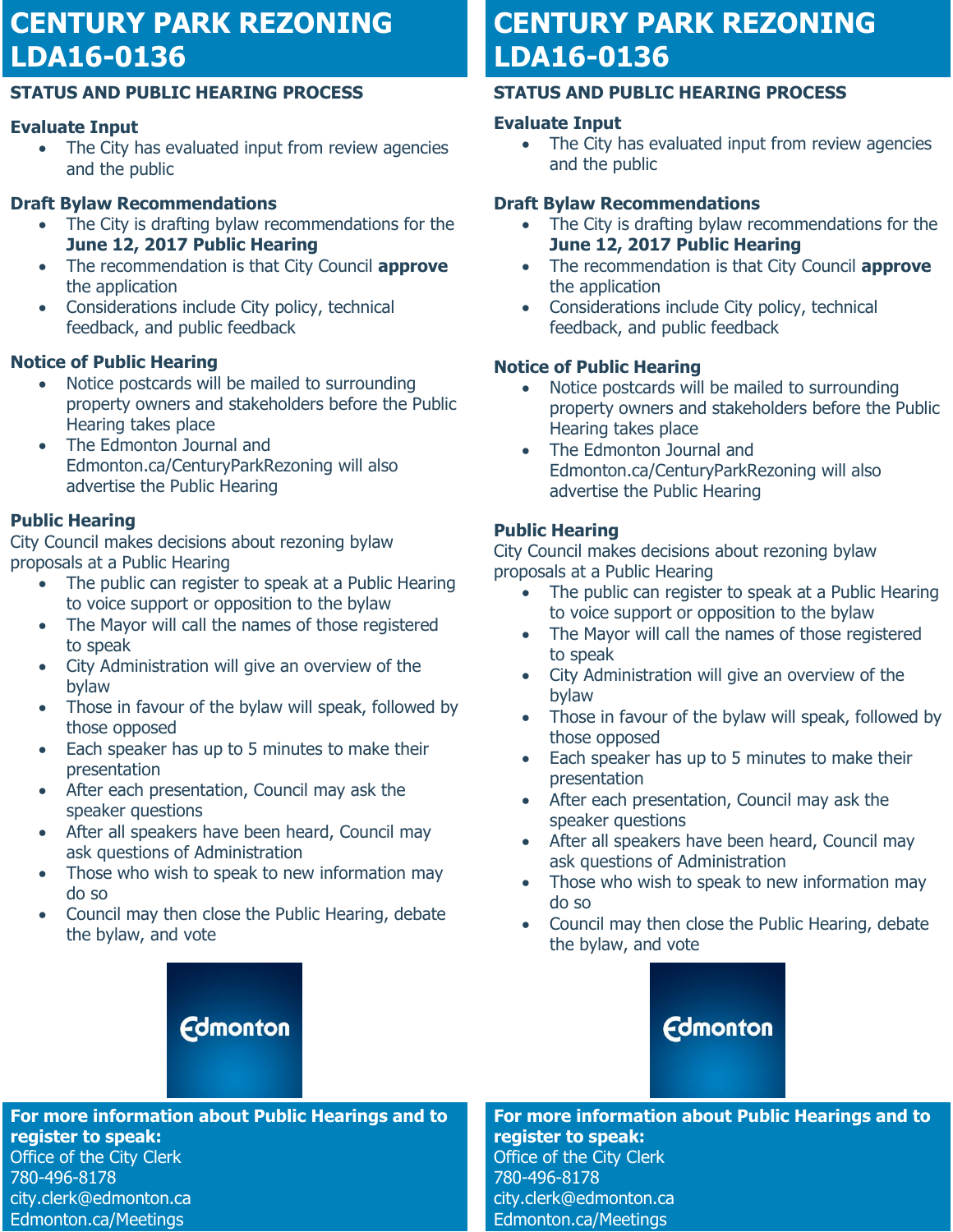# CENTURY PARK REZONING LDA16-0136

## STATUS AND PUBLIC HEARING PROCESS

### Evaluate Input

- The City has evaluated input from review agencies and the public

### Draft Bylaw Recommendations

- The City is drafting bylaw recommendations for the **June 12, 2017 Public Hearing**
- The recommendation is that City Council **approve** the application
- Considerations include City policy, technical feedback, and public feedback

### Notice of Public Hearing

- Notice postcards will be mailed to surrounding property owners and stakeholders before the Public Hearing takes place
- The Edmonton Journal and Edmonton.ca/CenturyParkRezoning will also advertise the Public Hearing

### Public Hearing

City Council makes decisions about rezoning bylaw proposals at a Public Hearing

- The public can register to speak at a Public Hearing to voice support or opposition to the bylaw
- The Mayor will call the names of those registered to speak
- City Administration will give an overview of the bylaw
- Those in favour of the bylaw will speak, followed by those opposed
- Each speaker has up to 5 minutes to make their presentation
- After each presentation, Council may ask the speaker questions
- After all speakers have been heard, Council may ask questions of Administration
- Those who wish to speak to new information may do so
- Council may then close the Public Hearing, debate the bylaw, and vote

Edmonton

**For more information about Public Hearings and to register to speak:**
Office of the City Clerk
780-496-8178
city.clerk@edmonton.ca
Edmonton.ca/Meetings

# CENTURY PARK REZONING LDA16-0136

## STATUS AND PUBLIC HEARING PROCESS

### Evaluate Input

- The City has evaluated input from review agencies and the public

### Draft Bylaw Recommendations

- The City is drafting bylaw recommendations for the **June 12, 2017 Public Hearing**
- The recommendation is that City Council **approve** the application
- Considerations include City policy, technical feedback, and public feedback

### Notice of Public Hearing

- Notice postcards will be mailed to surrounding property owners and stakeholders before the Public Hearing takes place
- The Edmonton Journal and Edmonton.ca/CenturyParkRezoning will also advertise the Public Hearing

### Public Hearing

City Council makes decisions about rezoning bylaw proposals at a Public Hearing

- The public can register to speak at a Public Hearing to voice support or opposition to the bylaw
- The Mayor will call the names of those registered to speak
- City Administration will give an overview of the bylaw
- Those in favour of the bylaw will speak, followed by those opposed
- Each speaker has up to 5 minutes to make their presentation
- After each presentation, Council may ask the speaker questions
- After all speakers have been heard, Council may ask questions of Administration
- Those who wish to speak to new information may do so
- Council may then close the Public Hearing, debate the bylaw, and vote

Edmonton

**For more information about Public Hearings and to register to speak:**
Office of the City Clerk
780-496-8178
city.clerk@edmonton.ca
Edmonton.ca/Meetings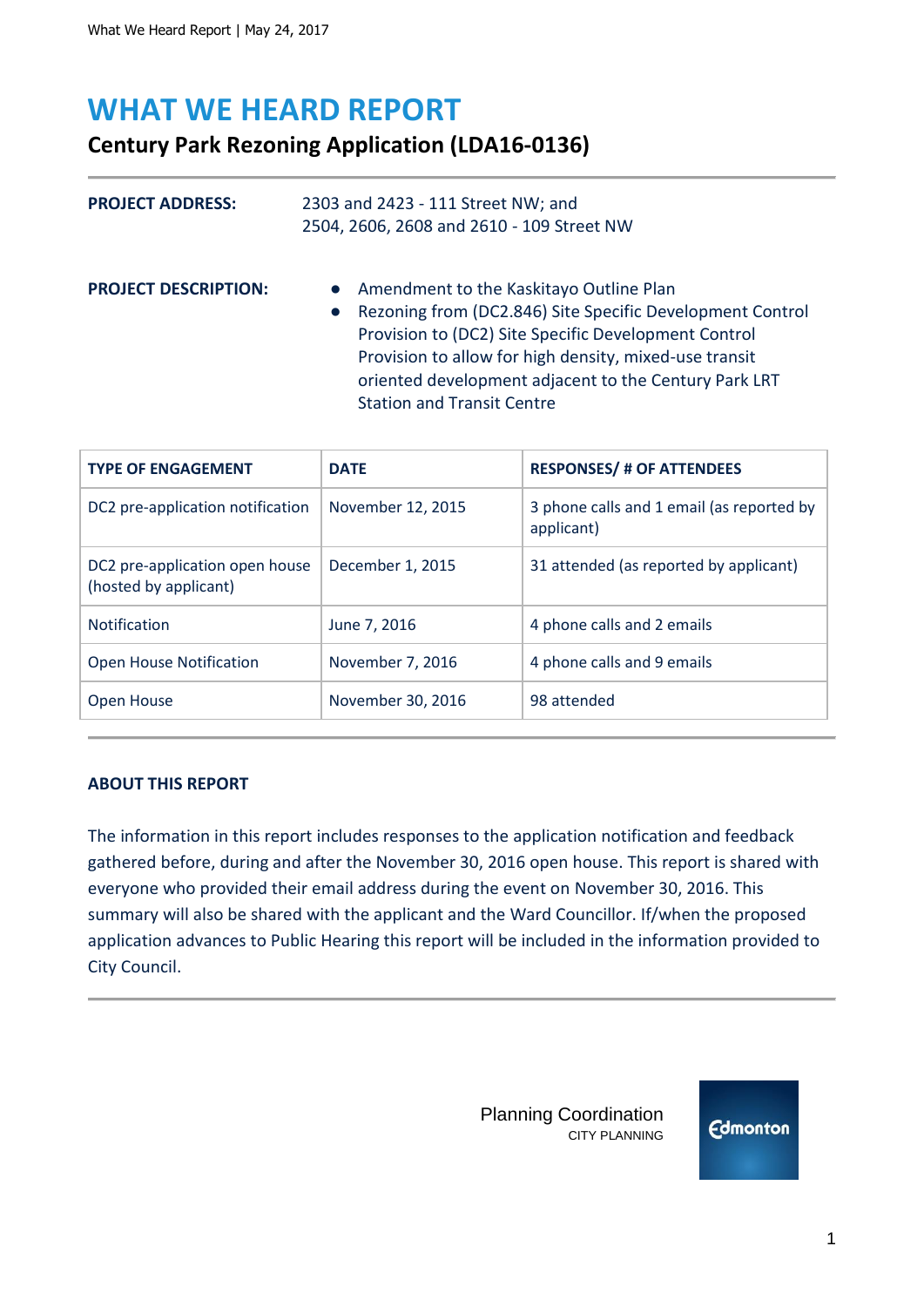# WHAT WE HEARD REPORT

## Century Park Rezoning Application (LDA16-0136)

**PROJECT ADDRESS:** 2303 and 2423 - 111 Street NW; and 2504, 2606, 2608 and 2610 - 109 Street NW

**PROJECT DESCRIPTION:**

- Amendment to the Kaskitayo Outline Plan
- Rezoning from (DC2.846) Site Specific Development Control Provision to (DC2) Site Specific Development Control Provision to allow for high density, mixed-use transit oriented development adjacent to the Century Park LRT Station and Transit Centre

| TYPE OF ENGAGEMENT | DATE | RESPONSES/ # OF ATTENDEES |
|---|---|---|
| DC2 pre-application notification | November 12, 2015 | 3 phone calls and 1 email (as reported by applicant) |
| DC2 pre-application open house (hosted by applicant) | December 1, 2015 | 31 attended (as reported by applicant) |
| Notification | June 7, 2016 | 4 phone calls and 2 emails |
| Open House Notification | November 7, 2016 | 4 phone calls and 9 emails |
| Open House | November 30, 2016 | 98 attended |

**ABOUT THIS REPORT**

The information in this report includes responses to the application notification and feedback gathered before, during and after the November 30, 2016 open house. This report is shared with everyone who provided their email address during the event on November 30, 2016. This summary will also be shared with the applicant and the Ward Councillor. If/when the proposed application advances to Public Hearing this report will be included in the information provided to City Council.

Planning Coordination
CITY PLANNING

Edmonton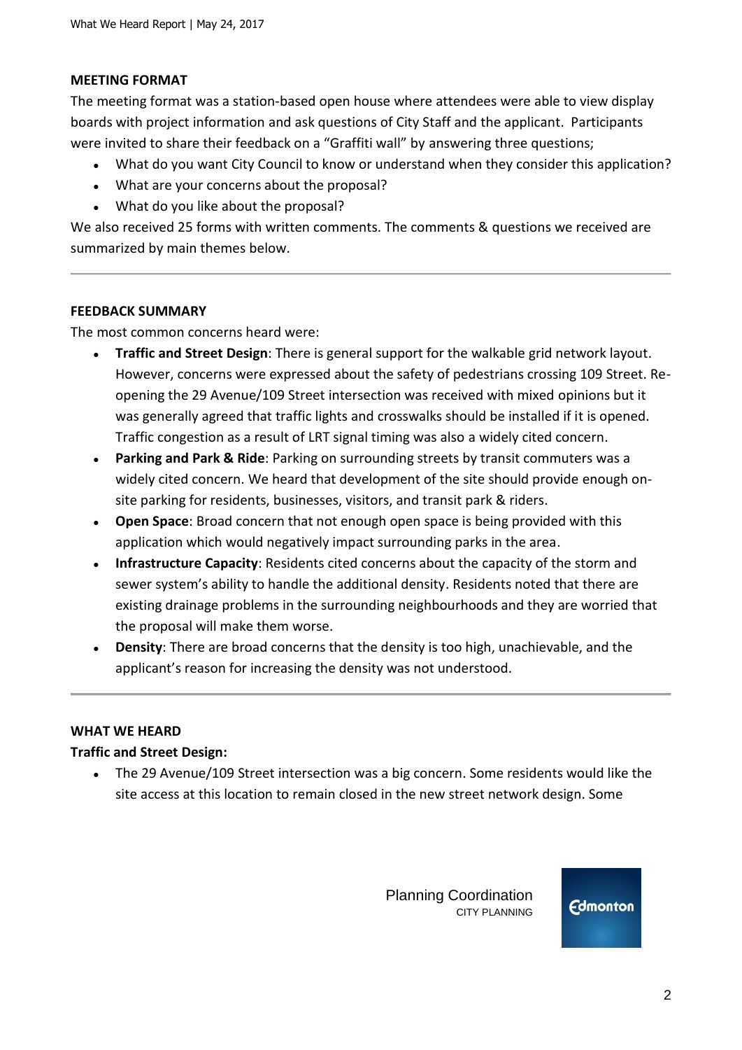## MEETING FORMAT

The meeting format was a station-based open house where attendees were able to view display boards with project information and ask questions of City Staff and the applicant. Participants were invited to share their feedback on a "Graffiti wall" by answering three questions;

- What do you want City Council to know or understand when they consider this application?
- What are your concerns about the proposal?
- What do you like about the proposal?

We also received 25 forms with written comments. The comments & questions we received are summarized by main themes below.

---

## FEEDBACK SUMMARY

The most common concerns heard were:

- **Traffic and Street Design**: There is general support for the walkable grid network layout. However, concerns were expressed about the safety of pedestrians crossing 109 Street. Re-opening the 29 Avenue/109 Street intersection was received with mixed opinions but it was generally agreed that traffic lights and crosswalks should be installed if it is opened. Traffic congestion as a result of LRT signal timing was also a widely cited concern.
- **Parking and Park & Ride**: Parking on surrounding streets by transit commuters was a widely cited concern. We heard that development of the site should provide enough on-site parking for residents, businesses, visitors, and transit park & riders.
- **Open Space**: Broad concern that not enough open space is being provided with this application which would negatively impact surrounding parks in the area.
- **Infrastructure Capacity**: Residents cited concerns about the capacity of the storm and sewer system's ability to handle the additional density. Residents noted that there are existing drainage problems in the surrounding neighbourhoods and they are worried that the proposal will make them worse.
- **Density**: There are broad concerns that the density is too high, unachievable, and the applicant's reason for increasing the density was not understood.

---

## WHAT WE HEARD

### Traffic and Street Design:

- The 29 Avenue/109 Street intersection was a big concern. Some residents would like the site access at this location to remain closed in the new street network design. Some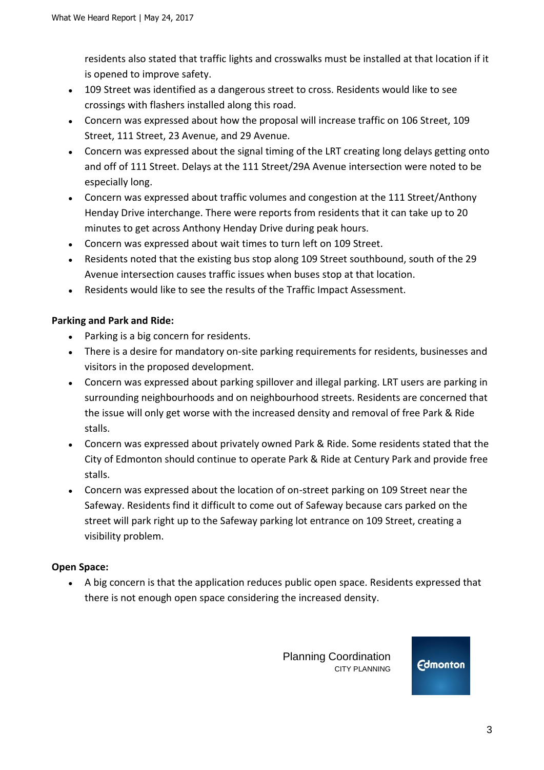residents also stated that traffic lights and crosswalks must be installed at that location if it is opened to improve safety.

- 109 Street was identified as a dangerous street to cross. Residents would like to see crossings with flashers installed along this road.
- Concern was expressed about how the proposal will increase traffic on 106 Street, 109 Street, 111 Street, 23 Avenue, and 29 Avenue.
- Concern was expressed about the signal timing of the LRT creating long delays getting onto and off of 111 Street. Delays at the 111 Street/29A Avenue intersection were noted to be especially long.
- Concern was expressed about traffic volumes and congestion at the 111 Street/Anthony Henday Drive interchange. There were reports from residents that it can take up to 20 minutes to get across Anthony Henday Drive during peak hours.
- Concern was expressed about wait times to turn left on 109 Street.
- Residents noted that the existing bus stop along 109 Street southbound, south of the 29 Avenue intersection causes traffic issues when buses stop at that location.
- Residents would like to see the results of the Traffic Impact Assessment.

**Parking and Park and Ride:**

- Parking is a big concern for residents.
- There is a desire for mandatory on-site parking requirements for residents, businesses and visitors in the proposed development.
- Concern was expressed about parking spillover and illegal parking. LRT users are parking in surrounding neighbourhoods and on neighbourhood streets. Residents are concerned that the issue will only get worse with the increased density and removal of free Park & Ride stalls.
- Concern was expressed about privately owned Park & Ride. Some residents stated that the City of Edmonton should continue to operate Park & Ride at Century Park and provide free stalls.
- Concern was expressed about the location of on-street parking on 109 Street near the Safeway. Residents find it difficult to come out of Safeway because cars parked on the street will park right up to the Safeway parking lot entrance on 109 Street, creating a visibility problem.

**Open Space:**

- A big concern is that the application reduces public open space. Residents expressed that there is not enough open space considering the increased density.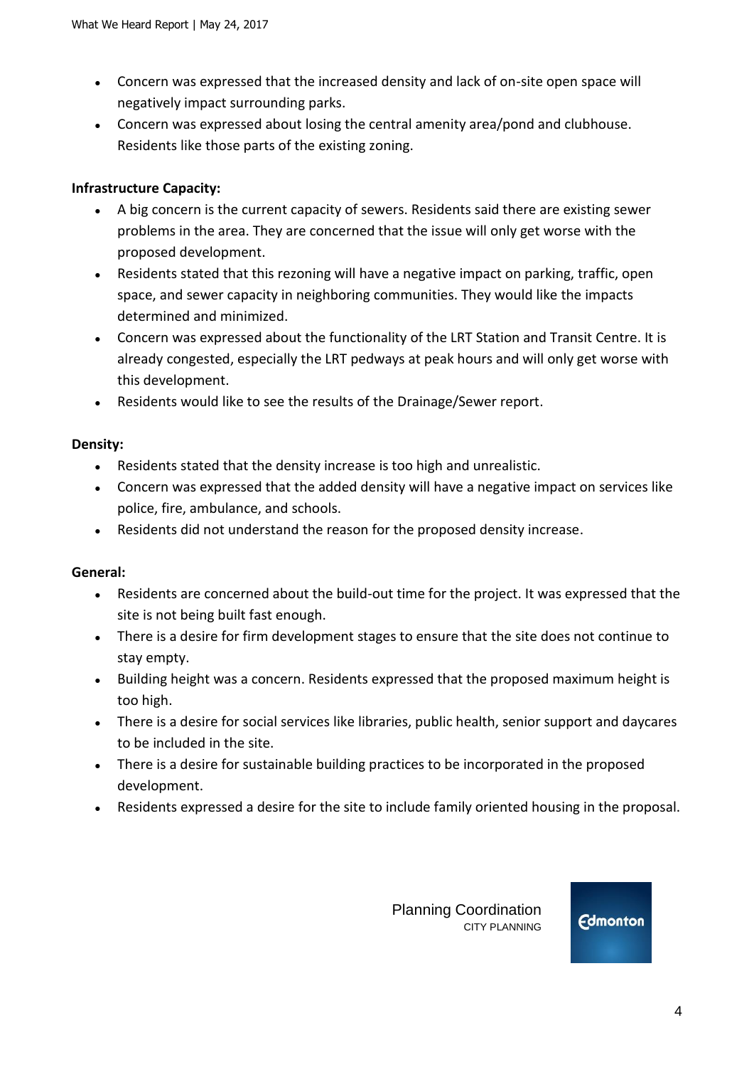- Concern was expressed that the increased density and lack of on-site open space will negatively impact surrounding parks.
- Concern was expressed about losing the central amenity area/pond and clubhouse. Residents like those parts of the existing zoning.

**Infrastructure Capacity:**

- A big concern is the current capacity of sewers. Residents said there are existing sewer problems in the area. They are concerned that the issue will only get worse with the proposed development.
- Residents stated that this rezoning will have a negative impact on parking, traffic, open space, and sewer capacity in neighboring communities. They would like the impacts determined and minimized.
- Concern was expressed about the functionality of the LRT Station and Transit Centre. It is already congested, especially the LRT pedways at peak hours and will only get worse with this development.
- Residents would like to see the results of the Drainage/Sewer report.

**Density:**

- Residents stated that the density increase is too high and unrealistic.
- Concern was expressed that the added density will have a negative impact on services like police, fire, ambulance, and schools.
- Residents did not understand the reason for the proposed density increase.

**General:**

- Residents are concerned about the build-out time for the project. It was expressed that the site is not being built fast enough.
- There is a desire for firm development stages to ensure that the site does not continue to stay empty.
- Building height was a concern. Residents expressed that the proposed maximum height is too high.
- There is a desire for social services like libraries, public health, senior support and daycares to be included in the site.
- There is a desire for sustainable building practices to be incorporated in the proposed development.
- Residents expressed a desire for the site to include family oriented housing in the proposal.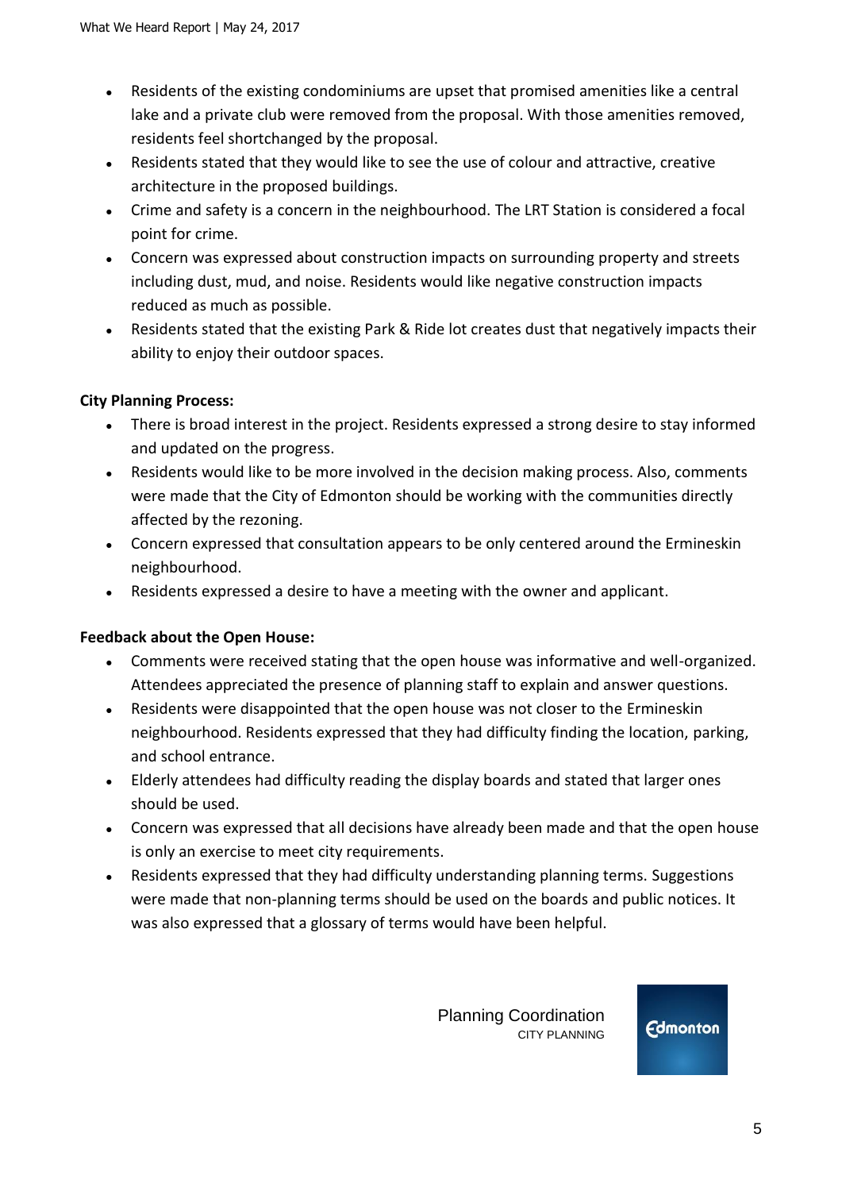- Residents of the existing condominiums are upset that promised amenities like a central lake and a private club were removed from the proposal. With those amenities removed, residents feel shortchanged by the proposal.
- Residents stated that they would like to see the use of colour and attractive, creative architecture in the proposed buildings.
- Crime and safety is a concern in the neighbourhood. The LRT Station is considered a focal point for crime.
- Concern was expressed about construction impacts on surrounding property and streets including dust, mud, and noise. Residents would like negative construction impacts reduced as much as possible.
- Residents stated that the existing Park & Ride lot creates dust that negatively impacts their ability to enjoy their outdoor spaces.

**City Planning Process:**

- There is broad interest in the project. Residents expressed a strong desire to stay informed and updated on the progress.
- Residents would like to be more involved in the decision making process. Also, comments were made that the City of Edmonton should be working with the communities directly affected by the rezoning.
- Concern expressed that consultation appears to be only centered around the Ermineskin neighbourhood.
- Residents expressed a desire to have a meeting with the owner and applicant.

**Feedback about the Open House:**

- Comments were received stating that the open house was informative and well-organized. Attendees appreciated the presence of planning staff to explain and answer questions.
- Residents were disappointed that the open house was not closer to the Ermineskin neighbourhood. Residents expressed that they had difficulty finding the location, parking, and school entrance.
- Elderly attendees had difficulty reading the display boards and stated that larger ones should be used.
- Concern was expressed that all decisions have already been made and that the open house is only an exercise to meet city requirements.
- Residents expressed that they had difficulty understanding planning terms. Suggestions were made that non-planning terms should be used on the boards and public notices. It was also expressed that a glossary of terms would have been helpful.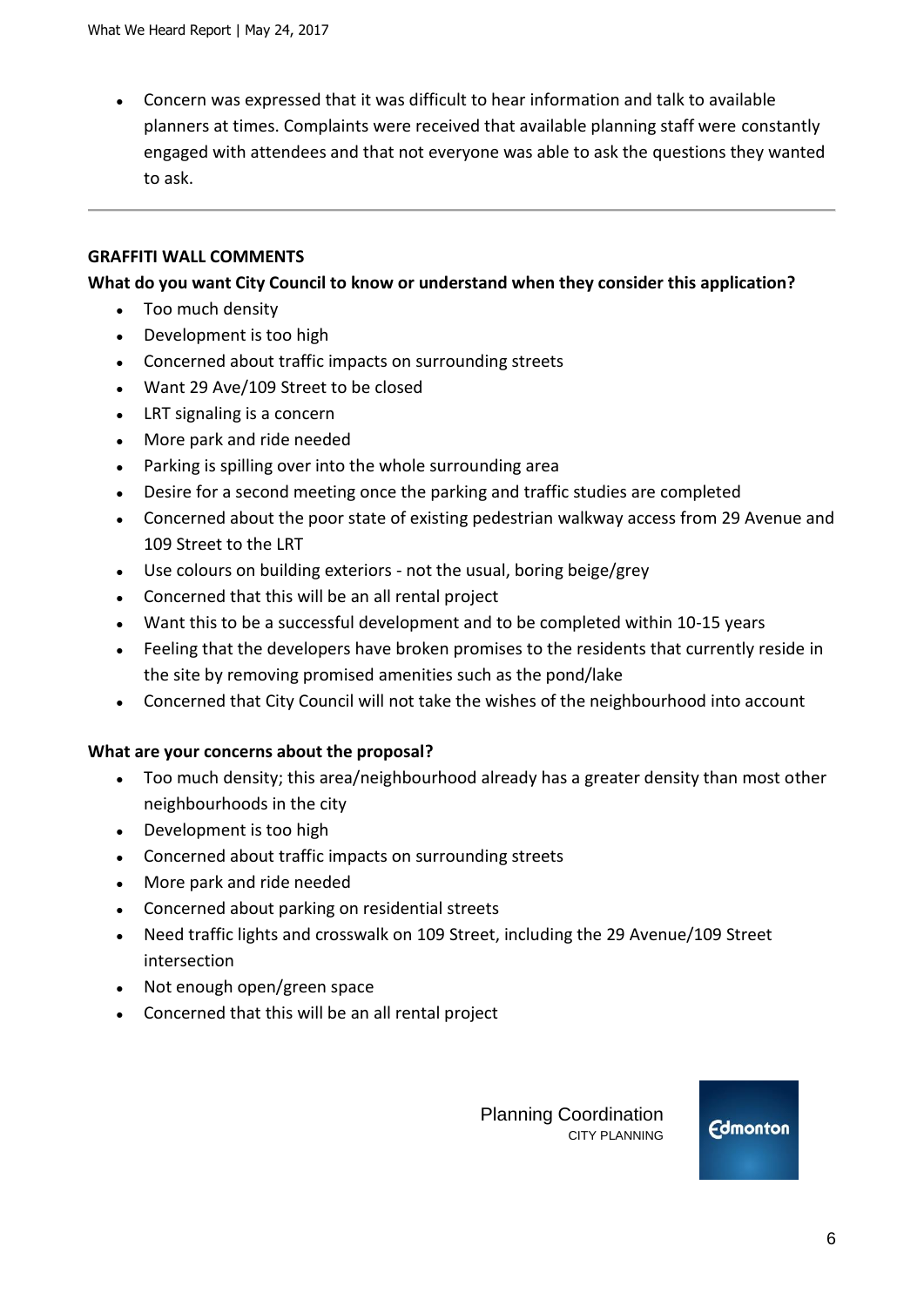- Concern was expressed that it was difficult to hear information and talk to available planners at times. Complaints were received that available planning staff were constantly engaged with attendees and that not everyone was able to ask the questions they wanted to ask.

---

**GRAFFITI WALL COMMENTS**

**What do you want City Council to know or understand when they consider this application?**

- Too much density
- Development is too high
- Concerned about traffic impacts on surrounding streets
- Want 29 Ave/109 Street to be closed
- LRT signaling is a concern
- More park and ride needed
- Parking is spilling over into the whole surrounding area
- Desire for a second meeting once the parking and traffic studies are completed
- Concerned about the poor state of existing pedestrian walkway access from 29 Avenue and 109 Street to the LRT
- Use colours on building exteriors - not the usual, boring beige/grey
- Concerned that this will be an all rental project
- Want this to be a successful development and to be completed within 10-15 years
- Feeling that the developers have broken promises to the residents that currently reside in the site by removing promised amenities such as the pond/lake
- Concerned that City Council will not take the wishes of the neighbourhood into account

**What are your concerns about the proposal?**

- Too much density; this area/neighbourhood already has a greater density than most other neighbourhoods in the city
- Development is too high
- Concerned about traffic impacts on surrounding streets
- More park and ride needed
- Concerned about parking on residential streets
- Need traffic lights and crosswalk on 109 Street, including the 29 Avenue/109 Street intersection
- Not enough open/green space
- Concerned that this will be an all rental project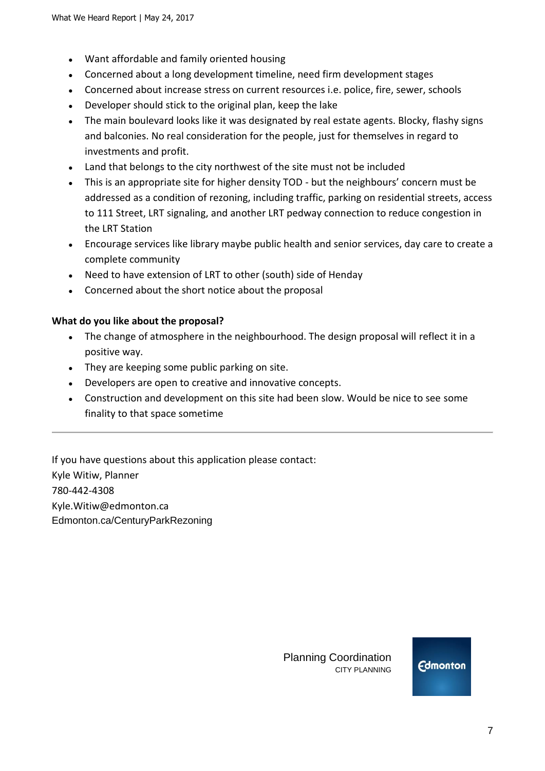- Want affordable and family oriented housing
- Concerned about a long development timeline, need firm development stages
- Concerned about increase stress on current resources i.e. police, fire, sewer, schools
- Developer should stick to the original plan, keep the lake
- The main boulevard looks like it was designated by real estate agents. Blocky, flashy signs and balconies. No real consideration for the people, just for themselves in regard to investments and profit.
- Land that belongs to the city northwest of the site must not be included
- This is an appropriate site for higher density TOD - but the neighbours' concern must be addressed as a condition of rezoning, including traffic, parking on residential streets, access to 111 Street, LRT signaling, and another LRT pedway connection to reduce congestion in the LRT Station
- Encourage services like library maybe public health and senior services, day care to create a complete community
- Need to have extension of LRT to other (south) side of Henday
- Concerned about the short notice about the proposal

**What do you like about the proposal?**

- The change of atmosphere in the neighbourhood. The design proposal will reflect it in a positive way.
- They are keeping some public parking on site.
- Developers are open to creative and innovative concepts.
- Construction and development on this site had been slow. Would be nice to see some finality to that space sometime

---

If you have questions about this application please contact:
Kyle Witiw, Planner
780-442-4308
Kyle.Witiw@edmonton.ca
Edmonton.ca/CenturyParkRezoning

Planning Coordination
CITY PLANNING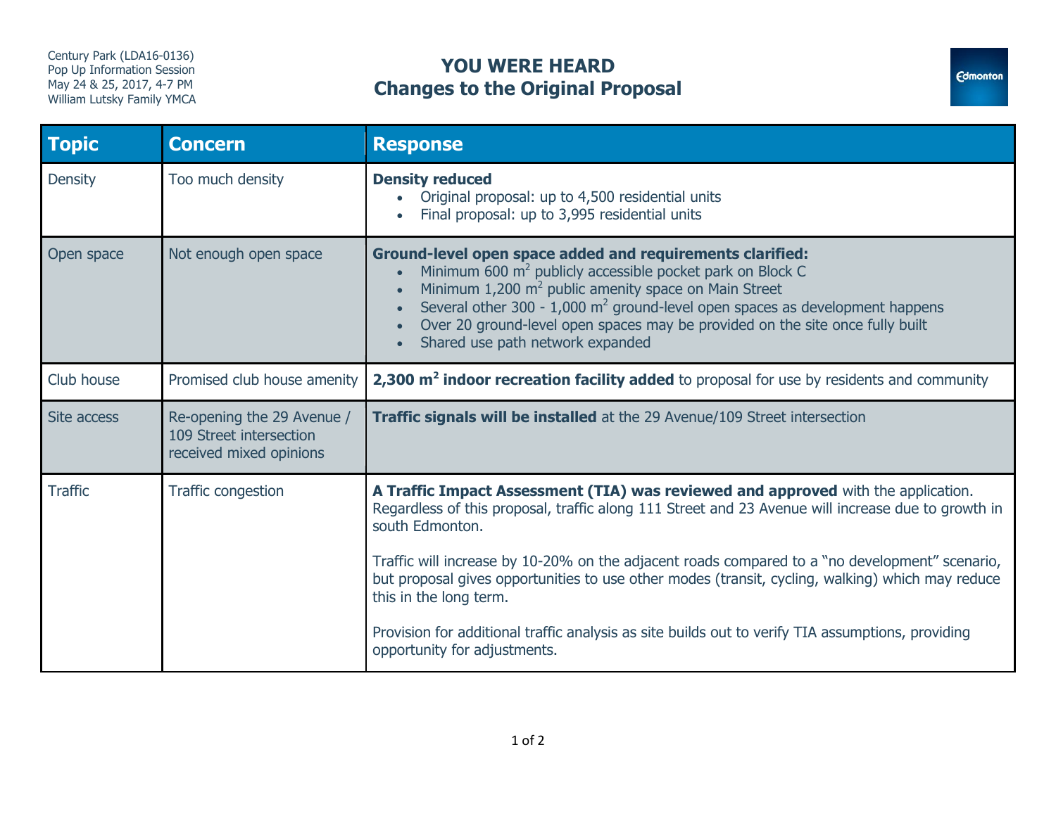Century Park (LDA16-0136)
Pop Up Information Session
May 24 & 25, 2017, 4-7 PM
William Lutsky Family YMCA

# YOU WERE HEARD
## Changes to the Original Proposal

| Topic | Concern | Response |
| --- | --- | --- |
| Density | Too much density | **Density reduced**<br>• Original proposal: up to 4,500 residential units<br>• Final proposal: up to 3,995 residential units |
| Open space | Not enough open space | **Ground-level open space added and requirements clarified:**<br>• Minimum 600 $m^2$ publicly accessible pocket park on Block C<br>• Minimum 1,200 $m^2$ public amenity space on Main Street<br>• Several other 300 - 1,000 $m^2$ ground-level open spaces as development happens<br>• Over 20 ground-level open spaces may be provided on the site once fully built<br>• Shared use path network expanded |
| Club house | Promised club house amenity | **2,300 $m^2$ indoor recreation facility added** to proposal for use by residents and community |
| Site access | Re-opening the 29 Avenue / 109 Street intersection received mixed opinions | **Traffic signals will be installed** at the 29 Avenue/109 Street intersection |
| Traffic | Traffic congestion | **A Traffic Impact Assessment (TIA) was reviewed and approved** with the application. Regardless of this proposal, traffic along 111 Street and 23 Avenue will increase due to growth in south Edmonton.<br><br>Traffic will increase by 10-20% on the adjacent roads compared to a "no development" scenario, but proposal gives opportunities to use other modes (transit, cycling, walking) which may reduce this in the long term.<br><br>Provision for additional traffic analysis as site builds out to verify TIA assumptions, providing opportunity for adjustments. |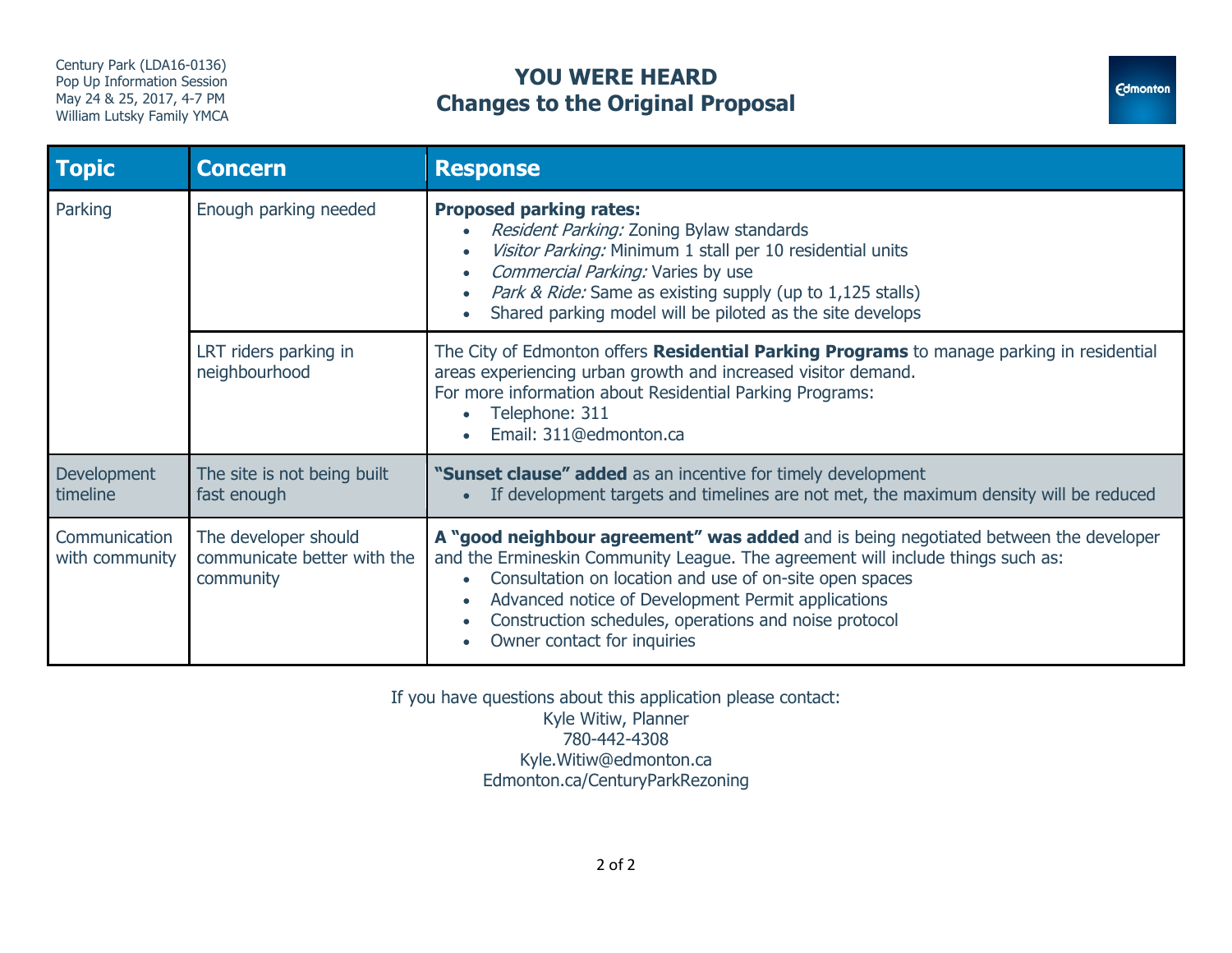Century Park (LDA16-0136)
Pop Up Information Session
May 24 & 25, 2017, 4-7 PM
William Lutsky Family YMCA

# YOU WERE HEARD
## Changes to the Original Proposal

| Topic | Concern | Response |
|---|---|---|
| Parking | Enough parking needed | **Proposed parking rates:**<br>• *Resident Parking:* Zoning Bylaw standards<br>• *Visitor Parking:* Minimum 1 stall per 10 residential units<br>• *Commercial Parking:* Varies by use<br>• *Park & Ride:* Same as existing supply (up to 1,125 stalls)<br>• Shared parking model will be piloted as the site develops |
| | LRT riders parking in neighbourhood | The City of Edmonton offers **Residential Parking Programs** to manage parking in residential areas experiencing urban growth and increased visitor demand.<br>For more information about Residential Parking Programs:<br>• Telephone: 311<br>• Email: 311@edmonton.ca |
| Development timeline | The site is not being built fast enough | **"Sunset clause" added** as an incentive for timely development<br>• If development targets and timelines are not met, the maximum density will be reduced |
| Communication with community | The developer should communicate better with the community | **A "good neighbour agreement" was added** and is being negotiated between the developer and the Ermineskin Community League. The agreement will include things such as:<br>• Consultation on location and use of on-site open spaces<br>• Advanced notice of Development Permit applications<br>• Construction schedules, operations and noise protocol<br>• Owner contact for inquiries |

If you have questions about this application please contact:
Kyle Witiw, Planner
780-442-4308
Kyle.Witiw@edmonton.ca
Edmonton.ca/CenturyParkRezoning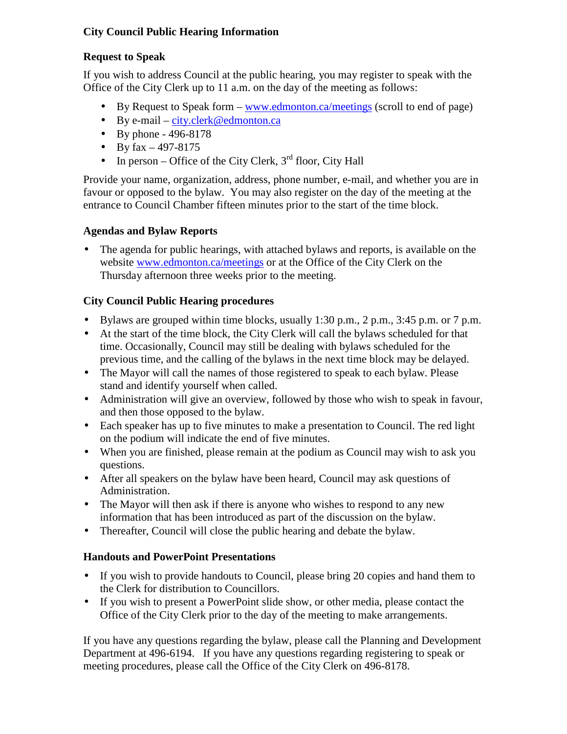**City Council Public Hearing Information**

**Request to Speak**

If you wish to address Council at the public hearing, you may register to speak with the Office of the City Clerk up to 11 a.m. on the day of the meeting as follows:

- By Request to Speak form – [www.edmonton.ca/meetings](http://www.edmonton.ca/meetings) (scroll to end of page)
- By e-mail – [city.clerk@edmonton.ca](mailto:city.clerk@edmonton.ca)
- By phone - 496-8178
- By fax – 497-8175
- In person – Office of the City Clerk, 3rd floor, City Hall

Provide your name, organization, address, phone number, e-mail, and whether you are in favour or opposed to the bylaw. You may also register on the day of the meeting at the entrance to Council Chamber fifteen minutes prior to the start of the time block.

**Agendas and Bylaw Reports**

- The agenda for public hearings, with attached bylaws and reports, is available on the website [www.edmonton.ca/meetings](http://www.edmonton.ca/meetings) or at the Office of the City Clerk on the Thursday afternoon three weeks prior to the meeting.

**City Council Public Hearing procedures**

- Bylaws are grouped within time blocks, usually 1:30 p.m., 2 p.m., 3:45 p.m. or 7 p.m.
- At the start of the time block, the City Clerk will call the bylaws scheduled for that time. Occasionally, Council may still be dealing with bylaws scheduled for the previous time, and the calling of the bylaws in the next time block may be delayed.
- The Mayor will call the names of those registered to speak to each bylaw. Please stand and identify yourself when called.
- Administration will give an overview, followed by those who wish to speak in favour, and then those opposed to the bylaw.
- Each speaker has up to five minutes to make a presentation to Council. The red light on the podium will indicate the end of five minutes.
- When you are finished, please remain at the podium as Council may wish to ask you questions.
- After all speakers on the bylaw have been heard, Council may ask questions of Administration.
- The Mayor will then ask if there is anyone who wishes to respond to any new information that has been introduced as part of the discussion on the bylaw.
- Thereafter, Council will close the public hearing and debate the bylaw.

**Handouts and PowerPoint Presentations**

- If you wish to provide handouts to Council, please bring 20 copies and hand them to the Clerk for distribution to Councillors.
- If you wish to present a PowerPoint slide show, or other media, please contact the Office of the City Clerk prior to the day of the meeting to make arrangements.

If you have any questions regarding the bylaw, please call the Planning and Development Department at 496-6194. If you have any questions regarding registering to speak or meeting procedures, please call the Office of the City Clerk on 496-8178.